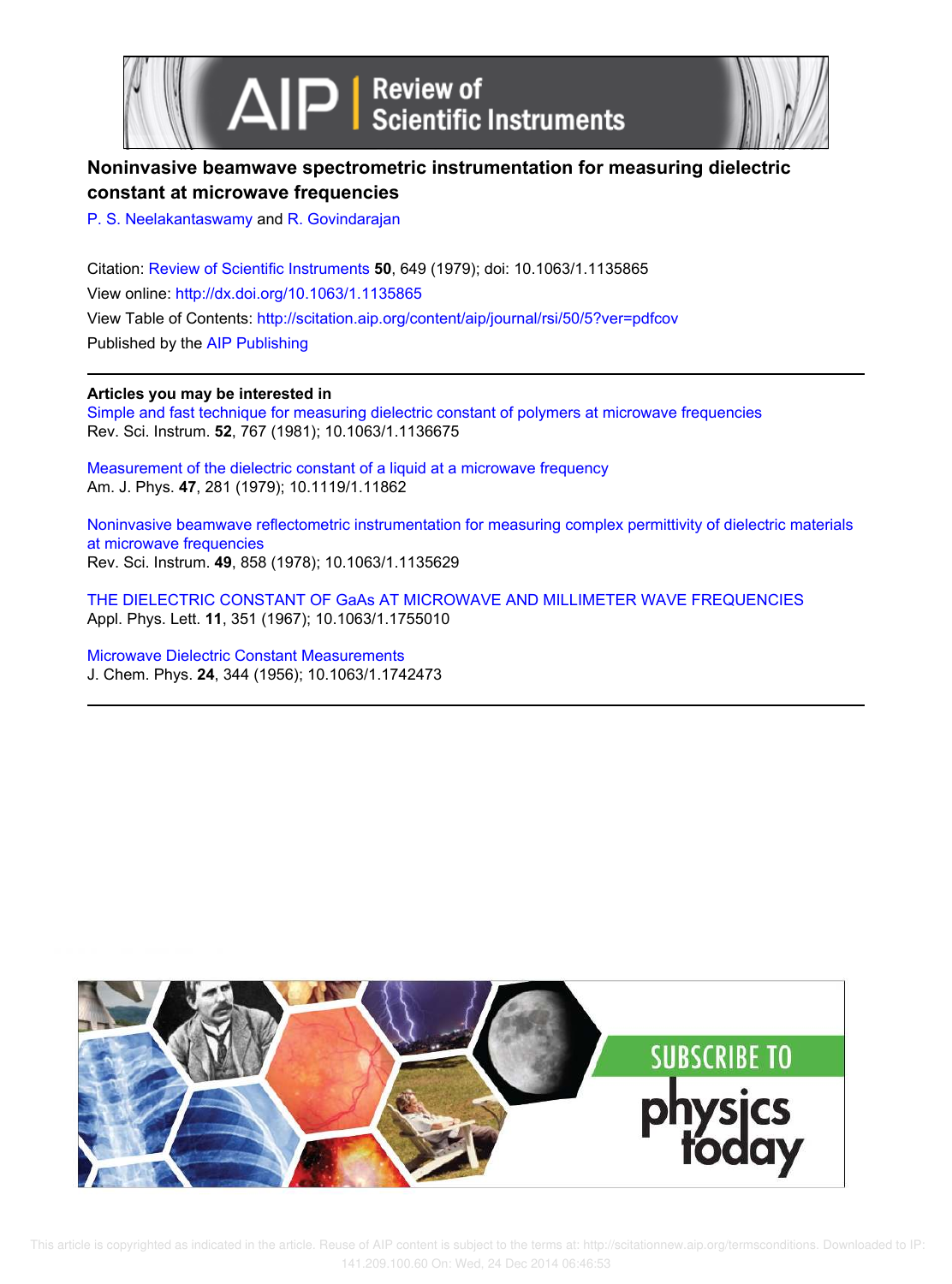# Noninvasive beamwave spectrometric instrumentation for measuring dielectric constant at microwave frequencies

P. S. Neelakantaswamy and R. Govindarajan

Citation: Review of Scientific Instruments **50**, 649 (1979); doi: 10.1063/1.1135865

View online: http://dx.doi.org/10.1063/1.1135865

View Table of Contents: http://scitation.aip.org/content/aip/journal/rsi/50/5?ver=pdfcov

Published by the AIP Publishing

---

**Articles you may be interested in**

Simple and fast technique for measuring dielectric constant of polymers at microwave frequencies
Rev. Sci. Instrum. **52**, 767 (1981); 10.1063/1.1136675

Measurement of the dielectric constant of a liquid at a microwave frequency
Am. J. Phys. **47**, 281 (1979); 10.1119/1.11862

Noninvasive beamwave reflectometric instrumentation for measuring complex permittivity of dielectric materials at microwave frequencies
Rev. Sci. Instrum. **49**, 858 (1978); 10.1063/1.1135629

THE DIELECTRIC CONSTANT OF GaAs AT MICROWAVE AND MILLIMETER WAVE FREQUENCIES
Appl. Phys. Lett. **11**, 351 (1967); 10.1063/1.1755010

Microwave Dielectric Constant Measurements
J. Chem. Phys. **24**, 344 (1956); 10.1063/1.1742473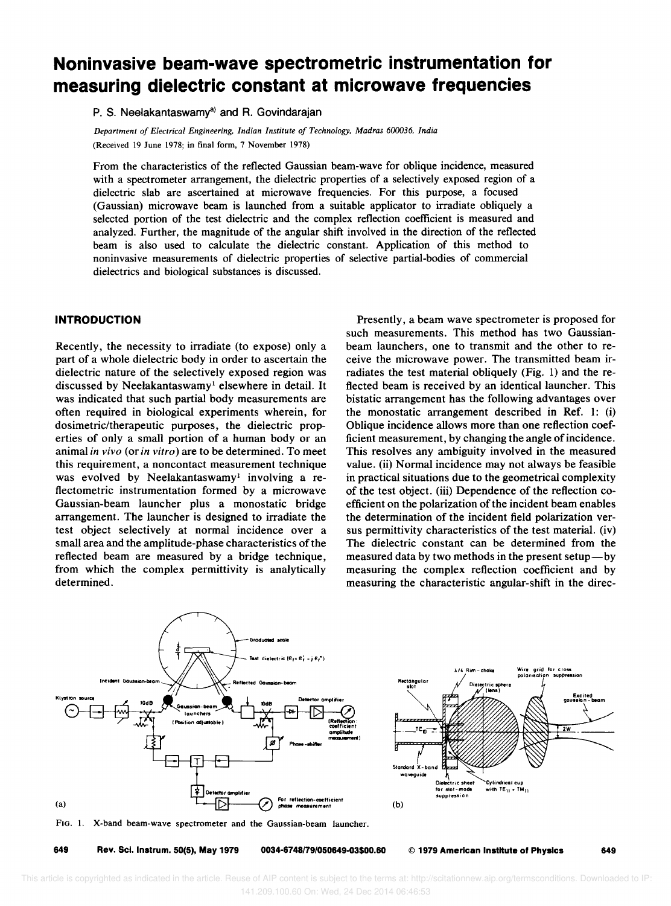# Noninvasive beam-wave spectrometric instrumentation for measuring dielectric constant at microwave frequencies

P. S. Neelakantaswamy[a] and R. Govindarajan

*Department of Electrical Engineering, Indian Institute of Technology, Madras 600036, India*

(Received 19 June 1978; in final form, 7 November 1978)

From the characteristics of the reflected Gaussian beam-wave for oblique incidence, measured with a spectrometer arrangement, the dielectric properties of a selectively exposed region of a dielectric slab are ascertained at microwave frequencies. For this purpose, a focused (Gaussian) microwave beam is launched from a suitable applicator to irradiate obliquely a selected portion of the test dielectric and the complex reflection coefficient is measured and analyzed. Further, the magnitude of the angular shift involved in the direction of the reflected beam is also used to calculate the dielectric constant. Application of this method to noninvasive measurements of dielectric properties of selective partial-bodies of commercial dielectrics and biological substances is discussed.

## INTRODUCTION

Recently, the necessity to irradiate (to expose) only a part of a whole dielectric body in order to ascertain the dielectric nature of the selectively exposed region was discussed by Neelakantaswamy[1] elsewhere in detail. It was indicated that such partial body measurements are often required in biological experiments wherein, for dosimetric/therapeutic purposes, the dielectric properties of only a small portion of a human body or an animal *in vivo* (or *in vitro*) are to be determined. To meet this requirement, a noncontact measurement technique was evolved by Neelakantaswamy[1] involving a reflectometric instrumentation formed by a microwave Gaussian-beam launcher plus a monostatic bridge arrangement. The launcher is designed to irradiate the test object selectively at normal incidence over a small area and the amplitude-phase characteristics of the reflected beam are measured by a bridge technique, from which the complex permittivity is analytically determined.

Presently, a beam wave spectrometer is proposed for such measurements. This method has two Gaussian-beam launchers, one to transmit and the other to receive the microwave power. The transmitted beam irradiates the test material obliquely (Fig. 1) and the reflected beam is received by an identical launcher. This bistatic arrangement has the following advantages over the monostatic arrangement described in Ref. 1: (i) Oblique incidence allows more than one reflection coefficient measurement, by changing the angle of incidence. This resolves any ambiguity involved in the measured value. (ii) Normal incidence may not always be feasible in practical situations due to the geometrical complexity of the test object. (iii) Dependence of the reflection coefficient on the polarization of the incident beam enables the determination of the incident field polarization versus permittivity characteristics of the test material. (iv) The dielectric constant can be determined from the measured data by two methods in the present setup—by measuring the complex reflection coefficient and by measuring the characteristic angular-shift in the direc-

FIG. 1. X-band beam-wave spectrometer and the Gaussian-beam launcher.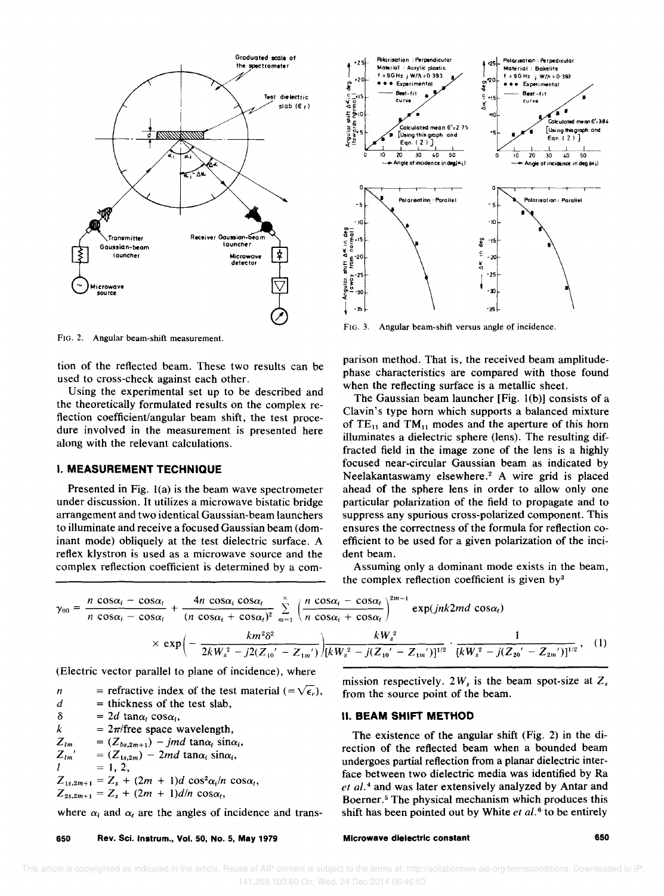FIG. 2. Angular beam-shift measurement.

FIG. 3. Angular beam-shift versus angle of incidence.

tion of the reflected beam. These two results can be used to cross-check against each other.

Using the experimental set up to be described and the theoretically formulated results on the complex reflection coefficient/angular beam shift, the test procedure involved in the measurement is presented here along with the relevant calculations.

## I. MEASUREMENT TECHNIQUE

Presented in Fig. 1(a) is the beam wave spectrometer under discussion. It utilizes a microwave bistatic bridge arrangement and two identical Gaussian-beam launchers to illuminate and receive a focused Gaussian beam (dominant mode) obliquely at the test dielectric surface. A reflex klystron is used as a microwave source and the complex reflection coefficient is determined by a comparison method. That is, the received beam amplitude-phase characteristics are compared with those found when the reflecting surface is a metallic sheet.

The Gaussian beam launcher [Fig. 1(b)] consists of a Clavin's type horn which supports a balanced mixture of $TE_{11}$ and $TM_{11}$ modes and the aperture of this horn illuminates a dielectric sphere (lens). The resulting diffracted field in the image zone of the lens is a highly focused near-circular Gaussian beam as indicated by Neelakantaswamy elsewhere.[2] A wire grid is placed ahead of the sphere lens in order to allow only one particular polarization of the field to propagate and to suppress any spurious cross-polarized component. This ensures the correctness of the formula for reflection coefficient to be used for a given polarization of the incident beam.

Assuming only a dominant mode exists in the beam, the complex reflection coefficient is given by[3]

$$\gamma_{00} = \frac{n\cos\alpha_i - \cos\alpha_t}{n\cos\alpha_i - \cos\alpha_t} + \frac{4n\cos\alpha_i\cos\alpha_t}{(n\cos\alpha_i + \cos\alpha_t)^2}\sum_{m=1}^{\infty}\left(\frac{n\cos\alpha_i - \cos\alpha_t}{n\cos\alpha_i + \cos\alpha_t}\right)^{2m-1}\exp(jnk2md\cos\alpha_t)$$
$$\times\exp\left(-\frac{km^2\delta^2}{2kW_s^2 - j2(Z_{10}' - Z_{1m}')}\right)\frac{kW_s^2}{[kW_s^2 - j(Z_{10}' - Z_{1m}')]^{1/2}}\cdot\frac{1}{[kW_s^2 - j(Z_{20}' - Z_{2m}')]^{1/2}}, \quad (1)$$

(Electric vector parallel to plane of incidence), where

- $n$ = refractive index of the test material ($=\sqrt{\epsilon_r}$),
- $d$ = thickness of the test slab,
- $\delta$ = $2d\tan\alpha_t\cos\alpha_i$,
- $k$ = $2\pi$/free space wavelength,
- $Z_{lm}$ = $(Z_{bs,2m+1}) - jmd\tan\alpha_t\sin\alpha_i$,
- $Z_{lm}'$ = $(Z_{1s,2m}) - 2md\tan\alpha_t\sin\alpha_i$,
- $l$ = 1, 2,
- $Z_{1s,2m+1} = Z_s + (2m+1)d\cos^2\alpha_i/n\cos\alpha_t$,
- $Z_{2s,2m+1} = Z_s + (2m+1)d/n\cos\alpha_t$,

where $\alpha_i$ and $\alpha_t$ are the angles of incidence and transmission respectively. $2W_s$ is the beam spot-size at $Z_s$ from the source point of the beam.

## II. BEAM SHIFT METHOD

The existence of the angular shift (Fig. 2) in the direction of the reflected beam when a bounded beam undergoes partial reflection from a planar dielectric interface between two dielectric media was identified by Ra *et al.*[4] and was later extensively analyzed by Antar and Boerner.[5] The physical mechanism which produces this shift has been pointed out by White *et al.*[6] to be entirely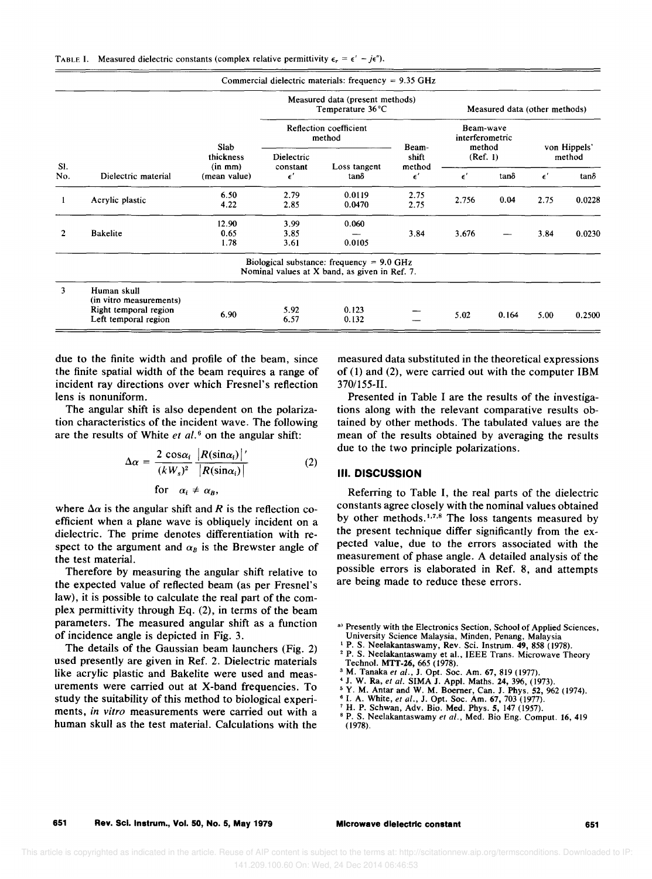TABLE I. Measured dielectric constants (complex relative permittivity $\epsilon_r = \epsilon' - j\epsilon''$).

| Sl. No. | Dielectric material | Slab thickness (in mm) (mean value) | Measured data (present methods) Temperature 36 °C: Reflection coefficient method: Dielectric constant $\epsilon'$ | Loss tangent $\tan\delta$ | Beam-shift method $\epsilon'$ | Measured data (other methods): Beam-wave interferometric method (Ref. 1) $\epsilon'$ | $\tan\delta$ | von Hippels' method $\epsilon'$ | $\tan\delta$ |
|---|---|---|---|---|---|---|---|---|---|
| | Commercial dielectric materials: frequency = 9.35 GHz | | | | | | | | |
| 1 | Acrylic plastic | 6.50 | 2.79 | 0.0119 | 2.75 | 2.756 | 0.04 | 2.75 | 0.0228 |
| | | 4.22 | 2.85 | 0.0470 | 2.75 | | | | |
| 2 | Bakelite | 12.90 | 3.99 | 0.060 | 3.84 | 3.676 | — | 3.84 | 0.0230 |
| | | 0.65 | 3.85 | — | | | | | |
| | | 1.78 | 3.61 | 0.0105 | | | | | |
| | Biological substance: frequency = 9.0 GHz Nominal values at X band, as given in Ref. 7. | | | | | | | | |
| 3 | Human skull (in vitro measurements) | | | | | | | | |
| | Right temporal region | 6.90 | 5.92 | 0.123 | — | 5.02 | 0.164 | 5.00 | 0.2500 |
| | Left temporal region | | 6.57 | 0.132 | — | | | | |

due to the finite width and profile of the beam, since the finite spatial width of the beam requires a range of incident ray directions over which Fresnel's reflection lens is nonuniform.

The angular shift is also dependent on the polarization characteristics of the incident wave. The following are the results of White *et al.*[6] on the angular shift:

$$\Delta\alpha = \frac{2\cos\alpha_i}{(kW_s)^2}\frac{|R(\sin\alpha_i)|'}{|R(\sin\alpha_i)|} \qquad (2)$$

$$\text{for} \quad \alpha_i \neq \alpha_B,$$

where $\Delta\alpha$ is the angular shift and $R$ is the reflection coefficient when a plane wave is obliquely incident on a dielectric. The prime denotes differentiation with respect to the argument and $\alpha_B$ is the Brewster angle of the test material.

Therefore by measuring the angular shift relative to the expected value of reflected beam (as per Fresnel's law), it is possible to calculate the real part of the complex permittivity through Eq. (2), in terms of the beam parameters. The measured angular shift as a function of incidence angle is depicted in Fig. 3.

The details of the Gaussian beam launchers (Fig. 2) used presently are given in Ref. 2. Dielectric materials like acrylic plastic and Bakelite were used and measurements were carried out at X-band frequencies. To study the suitability of this method to biological experiments, *in vitro* measurements were carried out with a human skull as the test material. Calculations with the measured data substituted in the theoretical expressions of (1) and (2), were carried out with the computer IBM 370/155-II.

Presented in Table I are the results of the investigations along with the relevant comparative results obtained by other methods. The tabulated values are the mean of the results obtained by averaging the results due to the two principle polarizations.

## III. DISCUSSION

Referring to Table I, the real parts of the dielectric constants agree closely with the nominal values obtained by other methods.[1,7,8] The loss tangents measured by the present technique differ significantly from the expected value, due to the errors associated with the measurement of phase angle. A detailed analysis of the possible errors is elaborated in Ref. 8, and attempts are being made to reduce these errors.

[a] Presently with the Electronics Section, School of Applied Sciences, University Science Malaysia, Minden, Penang, Malaysia

[1] P. S. Neelakantaswamy, Rev. Sci. Instrum. **49**, 858 (1978).

[2] P. S. Neelakantaswamy et al., IEEE Trans. Microwave Theory Technol. **MTT-26**, 665 (1978).

[3] M. Tanaka *et al.*, J. Opt. Soc. Am. **67**, 819 (1977).

[4] J. W. Ra, *et al.* SIMA J. Appl. Maths. **24**, 396, (1973).

[5] Y. M. Antar and W. M. Boerner, Can. J. Phys. **52**, 962 (1974).

[6] I. A. White, *et al.*, J. Opt. Soc. Am. **67**, 703 (1977).

[7] H. P. Schwan, Adv. Bio. Med. Phys. **5**, 147 (1957).

[8] P. S. Neelakantaswamy *et al.*, Med. Bio Eng. Comput. **16**, 419 (1978).